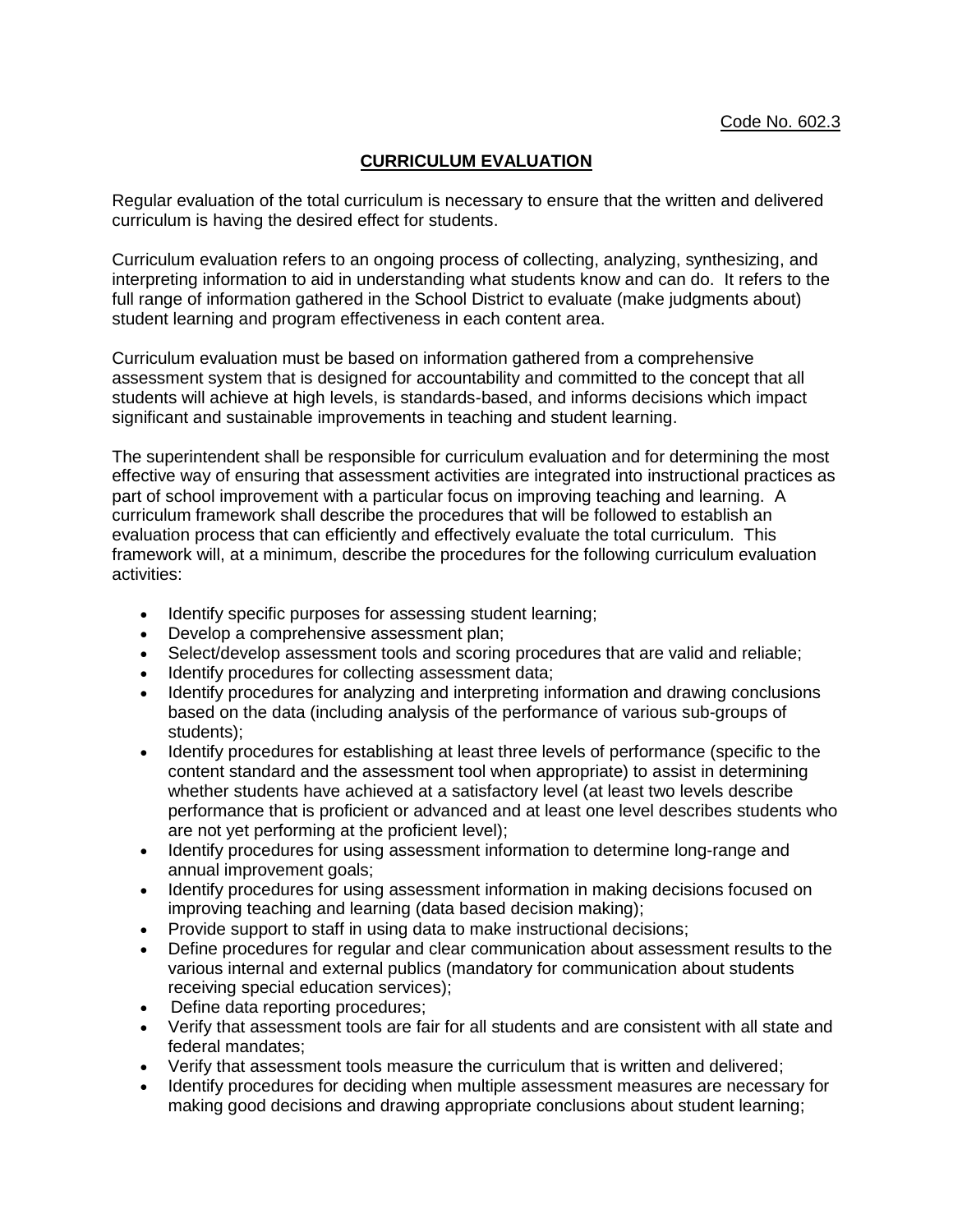Code No. 602.3

# CURRICULUM EVALUATION

Regular evaluation of the total curriculum is necessary to ensure that the written and delivered curriculum is having the desired effect for students.

Curriculum evaluation refers to an ongoing process of collecting, analyzing, synthesizing, and interpreting information to aid in understanding what students know and can do. It refers to the full range of information gathered in the School District to evaluate (make judgments about) student learning and program effectiveness in each content area.

Curriculum evaluation must be based on information gathered from a comprehensive assessment system that is designed for accountability and committed to the concept that all students will achieve at high levels, is standards-based, and informs decisions which impact significant and sustainable improvements in teaching and student learning.

The superintendent shall be responsible for curriculum evaluation and for determining the most effective way of ensuring that assessment activities are integrated into instructional practices as part of school improvement with a particular focus on improving teaching and learning. A curriculum framework shall describe the procedures that will be followed to establish an evaluation process that can efficiently and effectively evaluate the total curriculum. This framework will, at a minimum, describe the procedures for the following curriculum evaluation activities:

- Identify specific purposes for assessing student learning;
- Develop a comprehensive assessment plan;
- Select/develop assessment tools and scoring procedures that are valid and reliable;
- Identify procedures for collecting assessment data;
- Identify procedures for analyzing and interpreting information and drawing conclusions based on the data (including analysis of the performance of various sub-groups of students);
- Identify procedures for establishing at least three levels of performance (specific to the content standard and the assessment tool when appropriate) to assist in determining whether students have achieved at a satisfactory level (at least two levels describe performance that is proficient or advanced and at least one level describes students who are not yet performing at the proficient level);
- Identify procedures for using assessment information to determine long-range and annual improvement goals;
- Identify procedures for using assessment information in making decisions focused on improving teaching and learning (data based decision making);
- Provide support to staff in using data to make instructional decisions;
- Define procedures for regular and clear communication about assessment results to the various internal and external publics (mandatory for communication about students receiving special education services);
- Define data reporting procedures;
- Verify that assessment tools are fair for all students and are consistent with all state and federal mandates;
- Verify that assessment tools measure the curriculum that is written and delivered;
- Identify procedures for deciding when multiple assessment measures are necessary for making good decisions and drawing appropriate conclusions about student learning;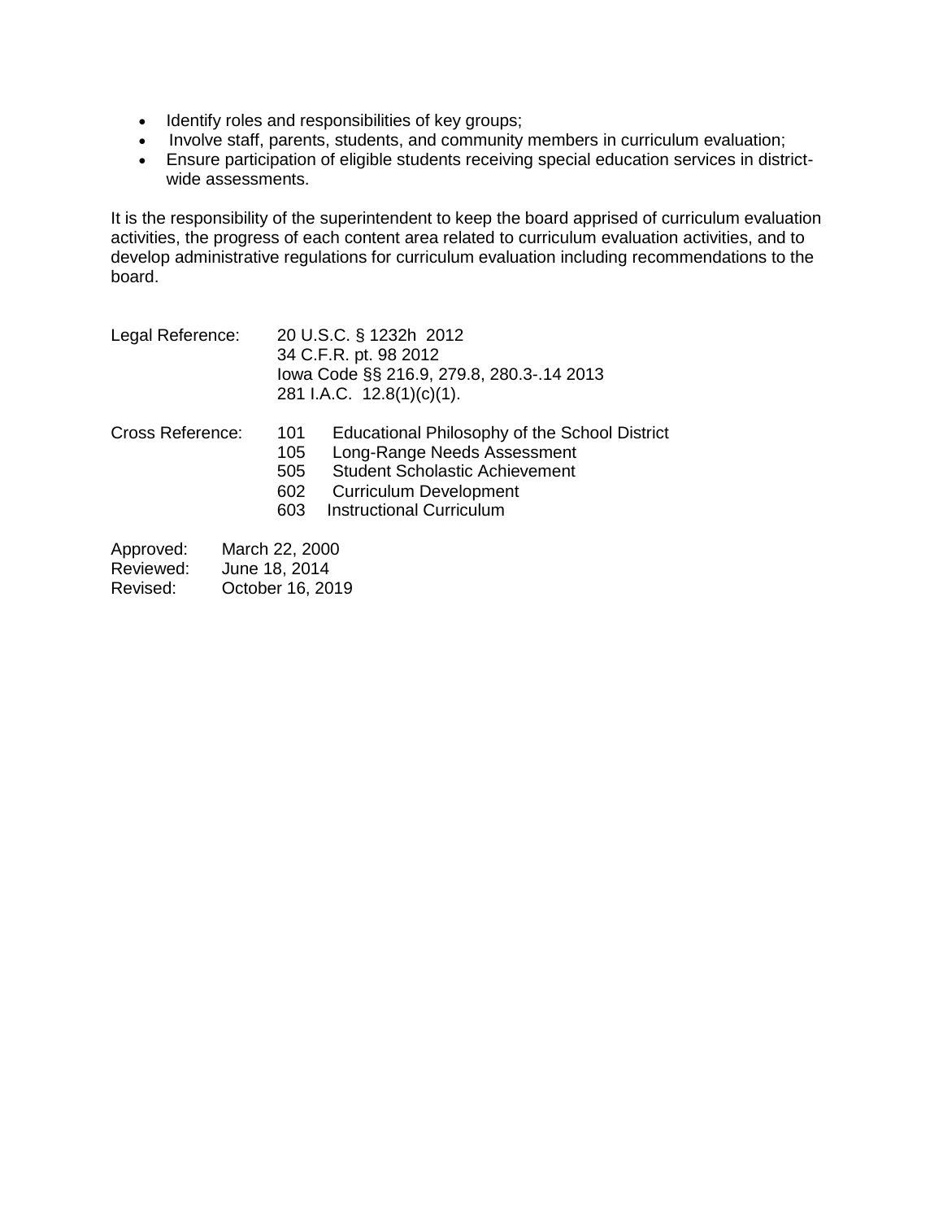- Identify roles and responsibilities of key groups;
- Involve staff, parents, students, and community members in curriculum evaluation;
- Ensure participation of eligible students receiving special education services in district-wide assessments.

It is the responsibility of the superintendent to keep the board apprised of curriculum evaluation activities, the progress of each content area related to curriculum evaluation activities, and to develop administrative regulations for curriculum evaluation including recommendations to the board.

Legal Reference: 20 U.S.C. § 1232h 2012
34 C.F.R. pt. 98 2012
Iowa Code §§ 216.9, 279.8, 280.3-.14 2013
281 I.A.C. 12.8(1)(c)(1).

Cross Reference: 101 Educational Philosophy of the School District
105 Long-Range Needs Assessment
505 Student Scholastic Achievement
602 Curriculum Development
603 Instructional Curriculum

Approved: March 22, 2000
Reviewed: June 18, 2014
Revised: October 16, 2019